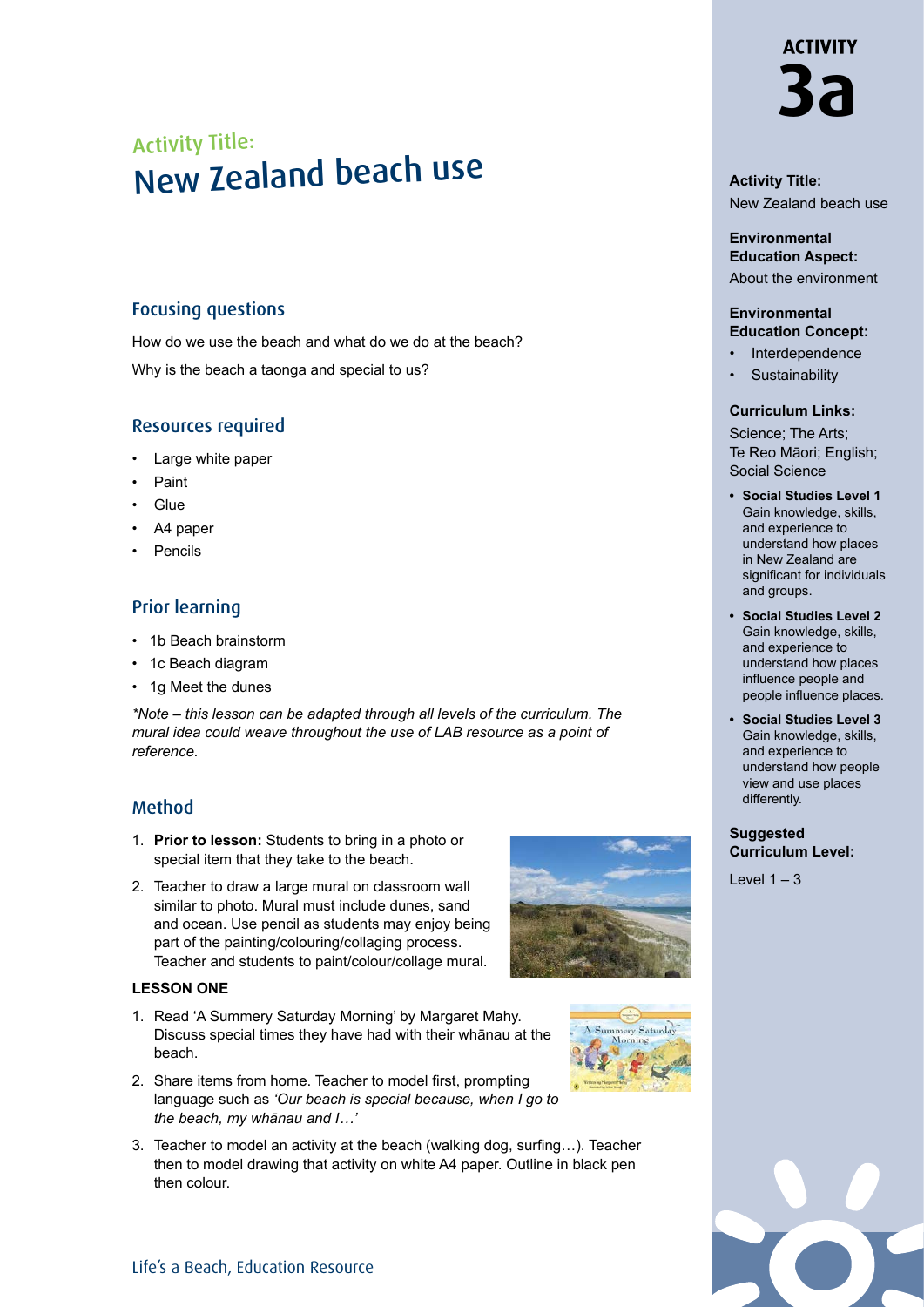# Activity Title: New Zealand beach use

## Focusing questions

How do we use the beach and what do we do at the beach?

Why is the beach a taonga and special to us?

## Resources required

- Large white paper
- Paint
- Glue
- A4 paper
- Pencils

## Prior learning

- 1b Beach brainstorm
- 1c Beach diagram
- 1g Meet the dunes

*\*Note – this lesson can be adapted through all levels of the curriculum. The mural idea could weave throughout the use of LAB resource as a point of reference.*

## Method

1. **Prior to lesson:** Students to bring in a photo or special item that they take to the beach.
2. Teacher to draw a large mural on classroom wall similar to photo. Mural must include dunes, sand and ocean. Use pencil as students may enjoy being part of the painting/colouring/collaging process. Teacher and students to paint/colour/collage mural.

**LESSON ONE**

1. Read 'A Summery Saturday Morning' by Margaret Mahy. Discuss special times they have had with their whānau at the beach.
2. Share items from home. Teacher to model first, prompting language such as *'Our beach is special because, when I go to the beach, my whānau and I…'*
3. Teacher to model an activity at the beach (walking dog, surfing…). Teacher then to model drawing that activity on white A4 paper. Outline in black pen then colour.

---

**ACTIVITY 3a**

**Activity Title:**
New Zealand beach use

**Environmental Education Aspect:**
About the environment

**Environmental Education Concept:**
- Interdependence
- Sustainability

**Curriculum Links:**
Science; The Arts; Te Reo Māori; English; Social Science

- **Social Studies Level 1** Gain knowledge, skills, and experience to understand how places in New Zealand are significant for individuals and groups.
- **Social Studies Level 2** Gain knowledge, skills, and experience to understand how places influence people and people influence places.
- **Social Studies Level 3** Gain knowledge, skills, and experience to understand how people view and use places differently.

**Suggested Curriculum Level:**

Level 1 – 3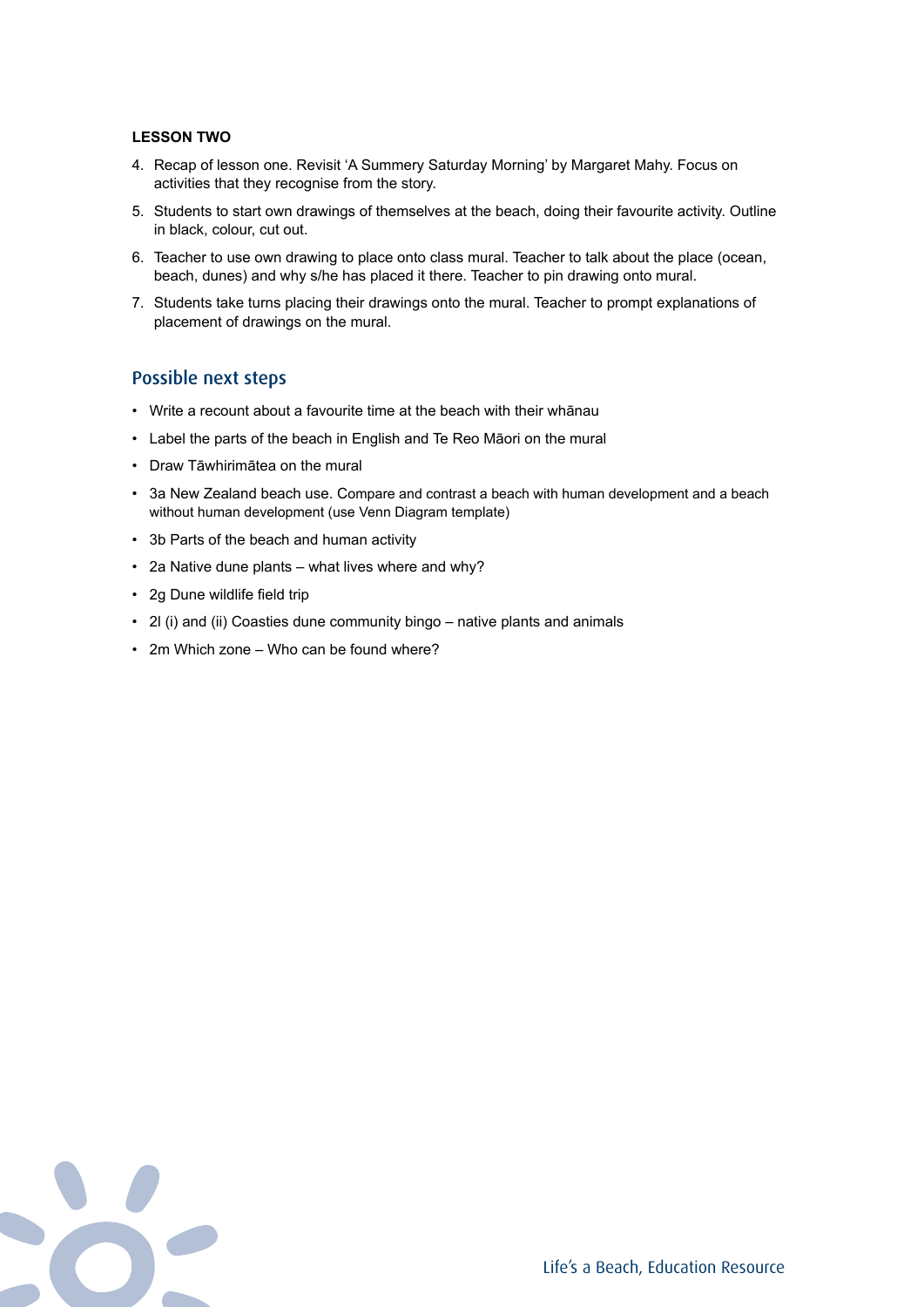**LESSON TWO**

4. Recap of lesson one. Revisit 'A Summery Saturday Morning' by Margaret Mahy. Focus on activities that they recognise from the story.
5. Students to start own drawings of themselves at the beach, doing their favourite activity. Outline in black, colour, cut out.
6. Teacher to use own drawing to place onto class mural. Teacher to talk about the place (ocean, beach, dunes) and why s/he has placed it there. Teacher to pin drawing onto mural.
7. Students take turns placing their drawings onto the mural. Teacher to prompt explanations of placement of drawings on the mural.

## Possible next steps

- Write a recount about a favourite time at the beach with their whānau
- Label the parts of the beach in English and Te Reo Māori on the mural
- Draw Tāwhirimātea on the mural
- 3a New Zealand beach use. Compare and contrast a beach with human development and a beach without human development (use Venn Diagram template)
- 3b Parts of the beach and human activity
- 2a Native dune plants – what lives where and why?
- 2g Dune wildlife field trip
- 2l (i) and (ii) Coasties dune community bingo – native plants and animals
- 2m Which zone – Who can be found where?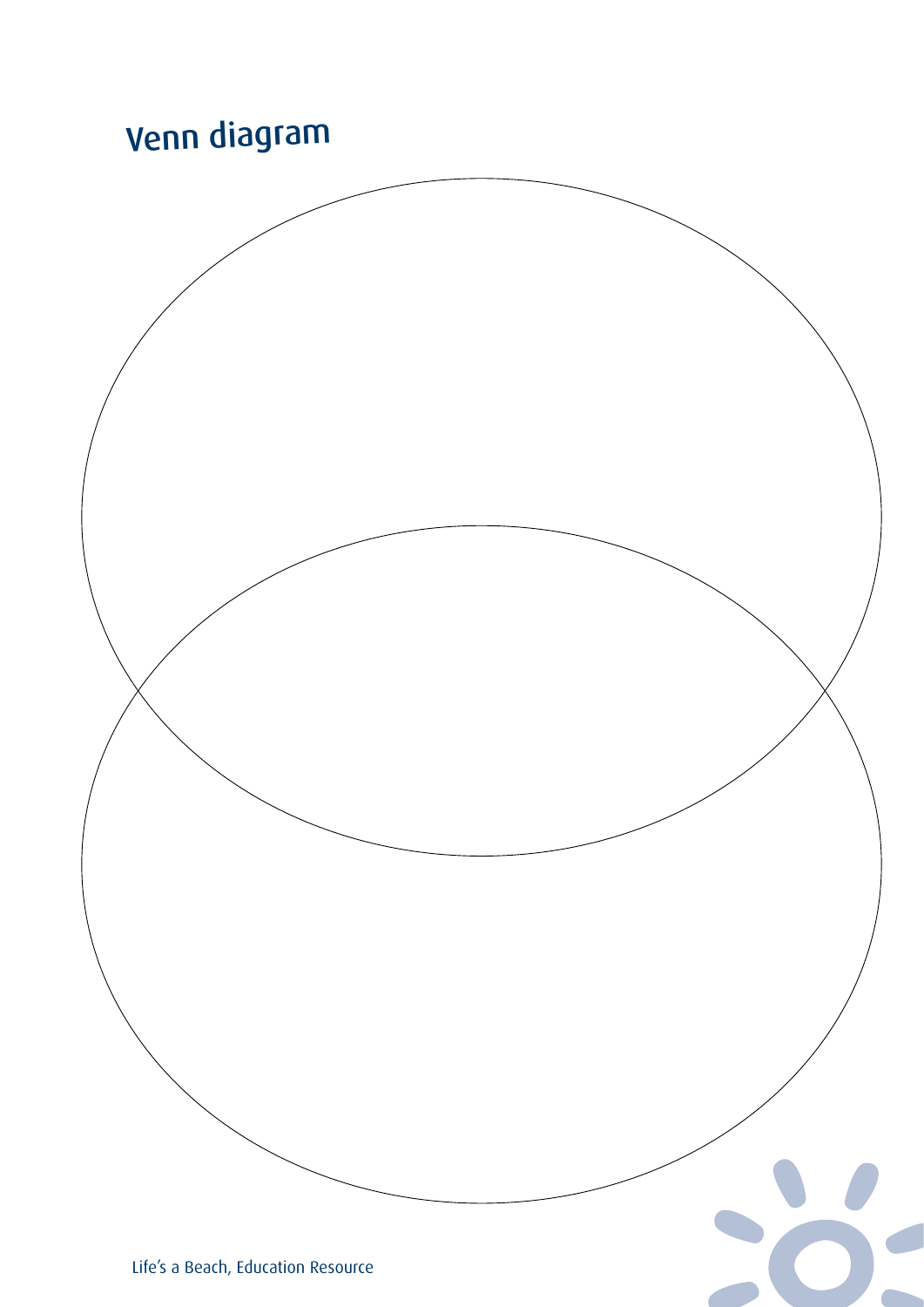# Venn diagram